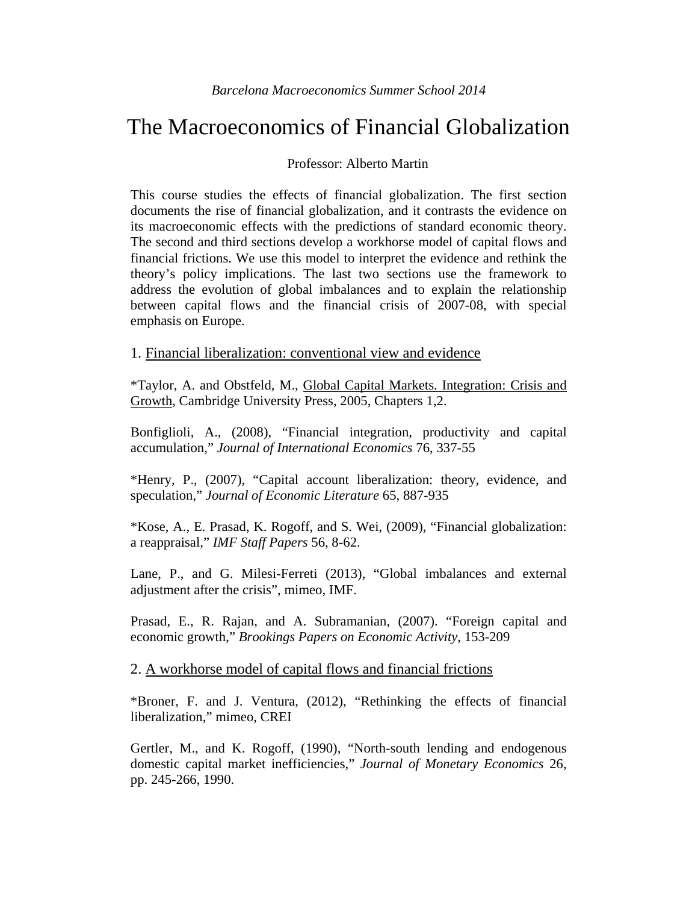*Barcelona Macroeconomics Summer School 2014*

# The Macroeconomics of Financial Globalization

Professor: Alberto Martin

This course studies the effects of financial globalization. The first section documents the rise of financial globalization, and it contrasts the evidence on its macroeconomic effects with the predictions of standard economic theory. The second and third sections develop a workhorse model of capital flows and financial frictions. We use this model to interpret the evidence and rethink the theory's policy implications. The last two sections use the framework to address the evolution of global imbalances and to explain the relationship between capital flows and the financial crisis of 2007-08, with special emphasis on Europe.

## 1. Financial liberalization: conventional view and evidence

*Taylor, A. and Obstfeld, M., Global Capital Markets. Integration: Crisis and Growth, Cambridge University Press, 2005, Chapters 1,2.

Bonfiglioli, A., (2008), "Financial integration, productivity and capital accumulation," *Journal of International Economics* 76, 337-55

*Henry, P., (2007), "Capital account liberalization: theory, evidence, and speculation," *Journal of Economic Literature* 65, 887-935

*Kose, A., E. Prasad, K. Rogoff, and S. Wei, (2009), "Financial globalization: a reappraisal," *IMF Staff Papers* 56, 8-62.

Lane, P., and G. Milesi-Ferreti (2013), "Global imbalances and external adjustment after the crisis", mimeo, IMF.

Prasad, E., R. Rajan, and A. Subramanian, (2007). "Foreign capital and economic growth," *Brookings Papers on Economic Activity*, 153-209

## 2. A workhorse model of capital flows and financial frictions

*Broner, F. and J. Ventura, (2012), "Rethinking the effects of financial liberalization," mimeo, CREI

Gertler, M., and K. Rogoff, (1990), "North-south lending and endogenous domestic capital market inefficiencies," *Journal of Monetary Economics* 26, pp. 245-266, 1990.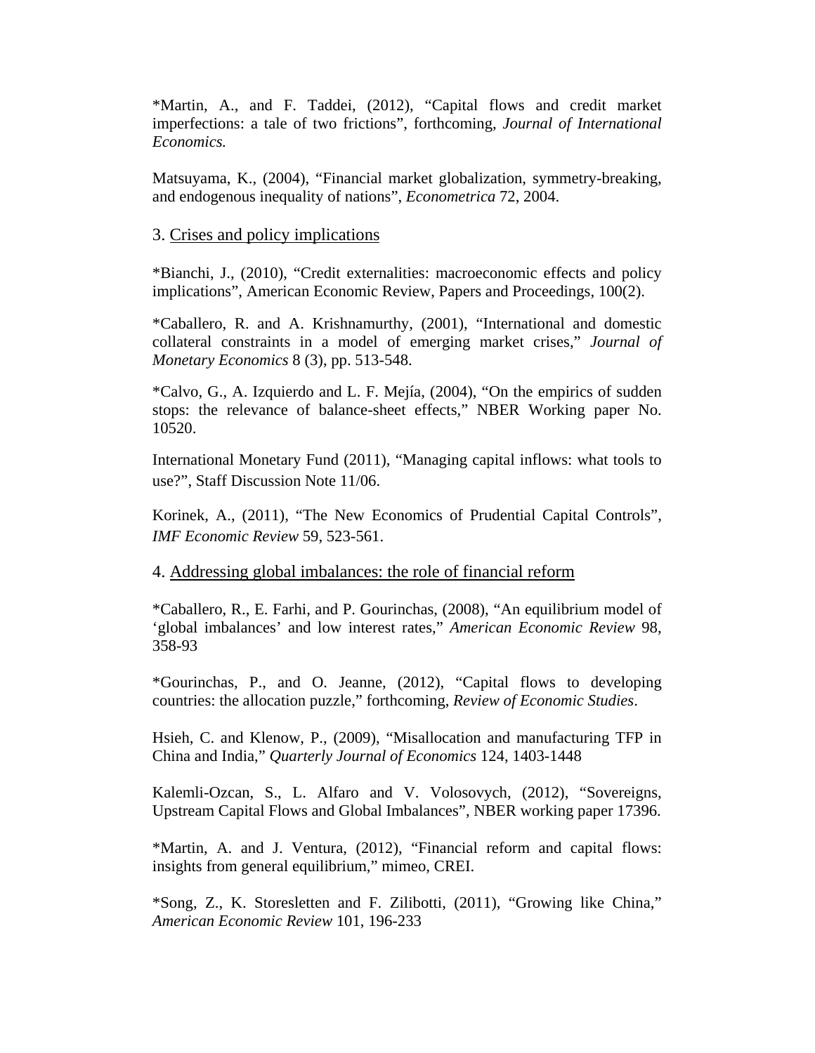*Martin, A., and F. Taddei, (2012), "Capital flows and credit market imperfections: a tale of two frictions", forthcoming, *Journal of International Economics.*

Matsuyama, K., (2004), "Financial market globalization, symmetry-breaking, and endogenous inequality of nations", *Econometrica* 72, 2004.

## 3. Crises and policy implications

*Bianchi, J., (2010), "Credit externalities: macroeconomic effects and policy implications", American Economic Review, Papers and Proceedings, 100(2).

*Caballero, R. and A. Krishnamurthy, (2001), "International and domestic collateral constraints in a model of emerging market crises," *Journal of Monetary Economics* 8 (3), pp. 513-548.

*Calvo, G., A. Izquierdo and L. F. Mejía, (2004), "On the empirics of sudden stops: the relevance of balance-sheet effects," NBER Working paper No. 10520.

International Monetary Fund (2011), "Managing capital inflows: what tools to use?", Staff Discussion Note 11/06.

Korinek, A., (2011), "The New Economics of Prudential Capital Controls", *IMF Economic Review* 59, 523-561.

## 4. Addressing global imbalances: the role of financial reform

*Caballero, R., E. Farhi, and P. Gourinchas, (2008), "An equilibrium model of 'global imbalances' and low interest rates," *American Economic Review* 98, 358-93

*Gourinchas, P., and O. Jeanne, (2012), "Capital flows to developing countries: the allocation puzzle," forthcoming, *Review of Economic Studies*.

Hsieh, C. and Klenow, P., (2009), "Misallocation and manufacturing TFP in China and India," *Quarterly Journal of Economics* 124, 1403-1448

Kalemli-Ozcan, S., L. Alfaro and V. Volosovych, (2012), "Sovereigns, Upstream Capital Flows and Global Imbalances", NBER working paper 17396.

*Martin, A. and J. Ventura, (2012), "Financial reform and capital flows: insights from general equilibrium," mimeo, CREI.

*Song, Z., K. Storesletten and F. Zilibotti, (2011), "Growing like China," *American Economic Review* 101, 196-233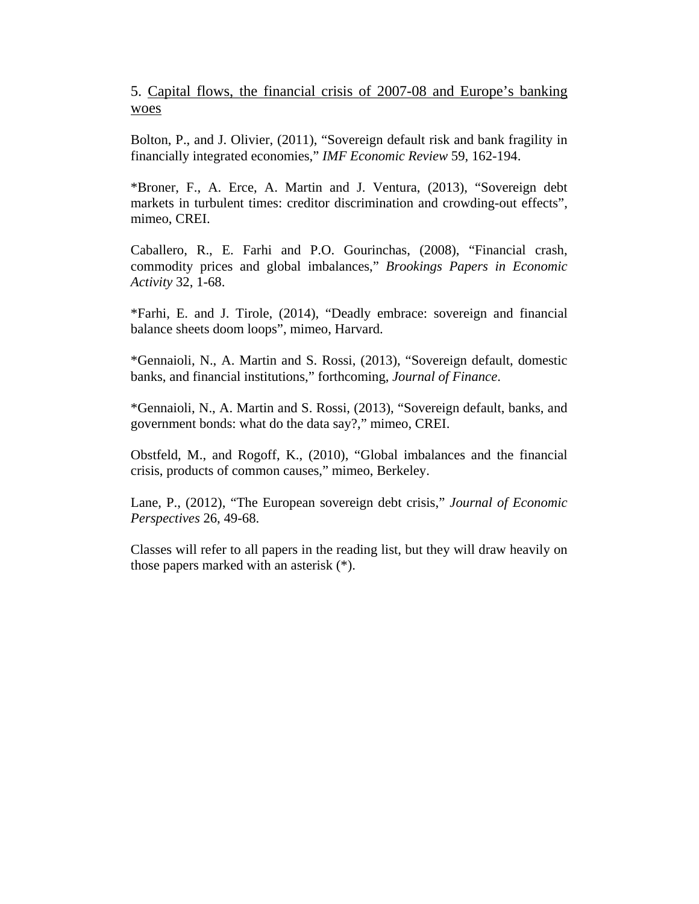5. Capital flows, the financial crisis of 2007-08 and Europe's banking woes

Bolton, P., and J. Olivier, (2011), "Sovereign default risk and bank fragility in financially integrated economies," *IMF Economic Review* 59, 162-194.

*Broner, F., A. Erce, A. Martin and J. Ventura, (2013), "Sovereign debt markets in turbulent times: creditor discrimination and crowding-out effects", mimeo, CREI.

Caballero, R., E. Farhi and P.O. Gourinchas, (2008), "Financial crash, commodity prices and global imbalances," *Brookings Papers in Economic Activity* 32, 1-68.

*Farhi, E. and J. Tirole, (2014), "Deadly embrace: sovereign and financial balance sheets doom loops", mimeo, Harvard.

*Gennaioli, N., A. Martin and S. Rossi, (2013), "Sovereign default, domestic banks, and financial institutions," forthcoming, *Journal of Finance*.

*Gennaioli, N., A. Martin and S. Rossi, (2013), "Sovereign default, banks, and government bonds: what do the data say?," mimeo, CREI.

Obstfeld, M., and Rogoff, K., (2010), "Global imbalances and the financial crisis, products of common causes," mimeo, Berkeley.

Lane, P., (2012), "The European sovereign debt crisis," *Journal of Economic Perspectives* 26, 49-68.

Classes will refer to all papers in the reading list, but they will draw heavily on those papers marked with an asterisk (*).